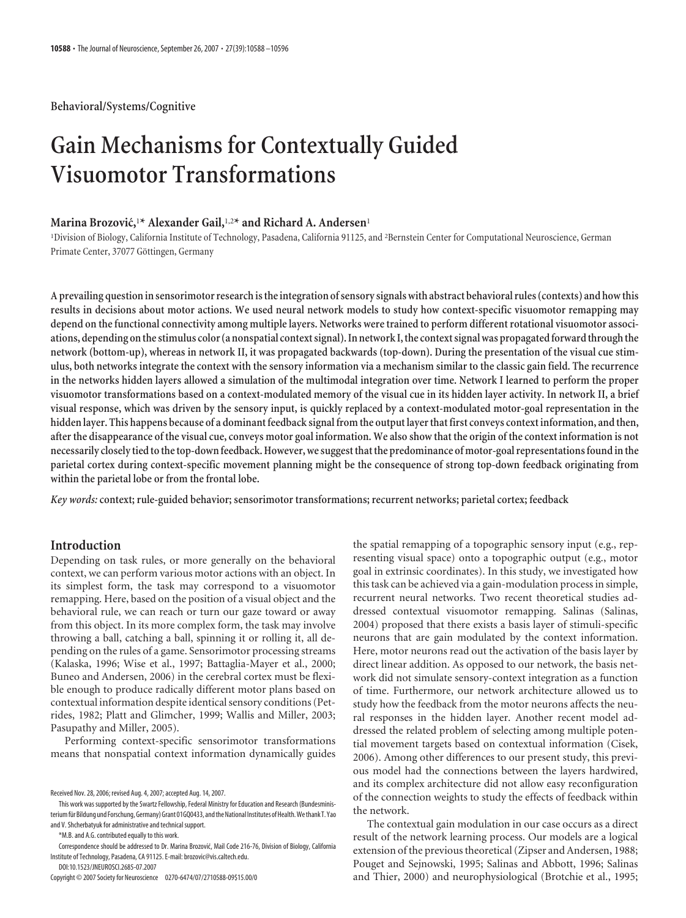Behavioral/Systems/Cognitive

# Gain Mechanisms for Contextually Guided Visuomotor Transformations

**Marina Brozović,[1]* Alexander Gail,[1,2]* and Richard A. Andersen[1]**

[1]Division of Biology, California Institute of Technology, Pasadena, California 91125, and [2]Bernstein Center for Computational Neuroscience, German Primate Center, 37077 Göttingen, Germany

**A prevailing question in sensorimotor research is the integration of sensory signals with abstract behavioral rules (contexts) and how this results in decisions about motor actions. We used neural network models to study how context-specific visuomotor remapping may depend on the functional connectivity among multiple layers. Networks were trained to perform different rotational visuomotor associations, depending on the stimulus color (a nonspatial context signal). In network I, the context signal was propagated forward through the network (bottom-up), whereas in network II, it was propagated backwards (top-down). During the presentation of the visual cue stimulus, both networks integrate the context with the sensory information via a mechanism similar to the classic gain field. The recurrence in the networks hidden layers allowed a simulation of the multimodal integration over time. Network I learned to perform the proper visuomotor transformations based on a context-modulated memory of the visual cue in its hidden layer activity. In network II, a brief visual response, which was driven by the sensory input, is quickly replaced by a context-modulated motor-goal representation in the hidden layer. This happens because of a dominant feedback signal from the output layer that first conveys context information, and then, after the disappearance of the visual cue, conveys motor goal information. We also show that the origin of the context information is not necessarily closely tied to the top-down feedback. However, we suggest that the predominance of motor-goal representations found in the parietal cortex during context-specific movement planning might be the consequence of strong top-down feedback originating from within the parietal lobe or from the frontal lobe.**

*Key words:* **context; rule-guided behavior; sensorimotor transformations; recurrent networks; parietal cortex; feedback**

## Introduction

Depending on task rules, or more generally on the behavioral context, we can perform various motor actions with an object. In its simplest form, the task may correspond to a visuomotor remapping. Here, based on the position of a visual object and the behavioral rule, we can reach or turn our gaze toward or away from this object. In its more complex form, the task may involve throwing a ball, catching a ball, spinning it or rolling it, all depending on the rules of a game. Sensorimotor processing streams (Kalaska, 1996; Wise et al., 1997; Battaglia-Mayer et al., 2000; Buneo and Andersen, 2006) in the cerebral cortex must be flexible enough to produce radically different motor plans based on contextual information despite identical sensory conditions (Petrides, 1982; Platt and Glimcher, 1999; Wallis and Miller, 2003; Pasupathy and Miller, 2005).

Performing context-specific sensorimotor transformations means that nonspatial context information dynamically guides the spatial remapping of a topographic sensory input (e.g., representing visual space) onto a topographic output (e.g., motor goal in extrinsic coordinates). In this study, we investigated how this task can be achieved via a gain-modulation process in simple, recurrent neural networks. Two recent theoretical studies addressed contextual visuomotor remapping. Salinas (Salinas, 2004) proposed that there exists a basis layer of stimuli-specific neurons that are gain modulated by the context information. Here, motor neurons read out the activation of the basis layer by direct linear addition. As opposed to our network, the basis network did not simulate sensory-context integration as a function of time. Furthermore, our network architecture allowed us to study how the feedback from the motor neurons affects the neural responses in the hidden layer. Another recent model addressed the related problem of selecting among multiple potential movement targets based on contextual information (Cisek, 2006). Among other differences to our present study, this previous model had the connections between the layers hardwired, and its complex architecture did not allow easy reconfiguration of the connection weights to study the effects of feedback within the network.

The contextual gain modulation in our case occurs as a direct result of the network learning process. Our models are a logical extension of the previous theoretical (Zipser and Andersen, 1988; Pouget and Sejnowski, 1995; Salinas and Abbott, 1996; Salinas and Thier, 2000) and neurophysiological (Brotchie et al., 1995;

Received Nov. 28, 2006; revised Aug. 4, 2007; accepted Aug. 14, 2007.

This work was supported by the Swartz Fellowship, Federal Ministry for Education and Research (Bundesministerium für Bildung und Forschung, Germany) Grant 01GQ0433, and the National Institutes of Health. We thank T. Yao and V. Shcherbatyuk for administrative and technical support.

*M.B. and A.G. contributed equally to this work.

Correspondence should be addressed to Dr. Marina Brozović, Mail Code 216-76, Division of Biology, California Institute of Technology, Pasadena, CA 91125. E-mail: brozovic@vis.caltech.edu.

DOI:10.1523/JNEUROSCI.2685-07.2007

Copyright © 2007 Society for Neuroscience 0270-6474/07/2710588-09$15.00/0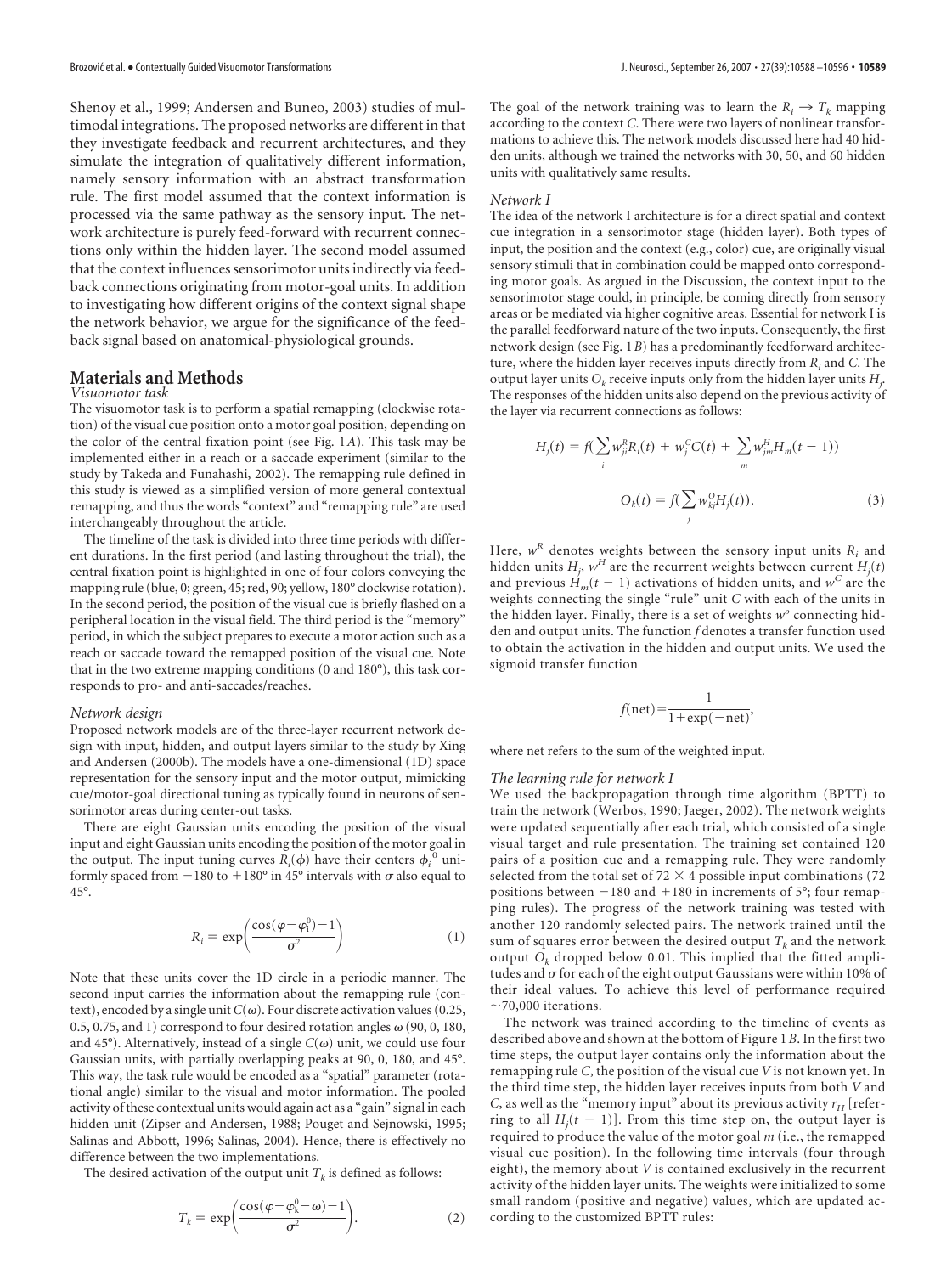Shenoy et al., 1999; Andersen and Buneo, 2003) studies of multimodal integrations. The proposed networks are different in that they investigate feedback and recurrent architectures, and they simulate the integration of qualitatively different information, namely sensory information with an abstract transformation rule. The first model assumed that the context information is processed via the same pathway as the sensory input. The network architecture is purely feed-forward with recurrent connections only within the hidden layer. The second model assumed that the context influences sensorimotor units indirectly via feedback connections originating from motor-goal units. In addition to investigating how different origins of the context signal shape the network behavior, we argue for the significance of the feedback signal based on anatomical-physiological grounds.

## Materials and Methods

### *Visuomotor task*

The visuomotor task is to perform a spatial remapping (clockwise rotation) of the visual cue position onto a motor goal position, depending on the color of the central fixation point (see Fig. 1*A*). This task may be implemented either in a reach or a saccade experiment (similar to the study by Takeda and Funahashi, 2002). The remapping rule defined in this study is viewed as a simplified version of more general contextual remapping, and thus the words "context" and "remapping rule" are used interchangeably throughout the article.

The timeline of the task is divided into three time periods with different durations. In the first period (and lasting throughout the trial), the central fixation point is highlighted in one of four colors conveying the mapping rule (blue, 0; green, 45; red, 90; yellow, 180° clockwise rotation). In the second period, the position of the visual cue is briefly flashed on a peripheral location in the visual field. The third period is the "memory" period, in which the subject prepares to execute a motor action such as a reach or saccade toward the remapped position of the visual cue. Note that in the two extreme mapping conditions (0 and 180°), this task corresponds to pro- and anti-saccades/reaches.

### *Network design*

Proposed network models are of the three-layer recurrent network design with input, hidden, and output layers similar to the study by Xing and Andersen (2000b). The models have a one-dimensional (1D) space representation for the sensory input and the motor output, mimicking cue/motor-goal directional tuning as typically found in neurons of sensorimotor areas during center-out tasks.

There are eight Gaussian units encoding the position of the visual input and eight Gaussian units encoding the position of the motor goal in the output. The input tuning curves $R_i(\phi)$ have their centers $\phi_i^0$ uniformly spaced from −180 to +180° in 45° intervals with $\sigma$ also equal to 45°.

$$R_i = \exp\left(\frac{\cos(\varphi - \varphi_i^0) - 1}{\sigma^2}\right) \tag{1}$$

Note that these units cover the 1D circle in a periodic manner. The second input carries the information about the remapping rule (context), encoded by a single unit $C(\omega)$. Four discrete activation values (0.25, 0.5, 0.75, and 1) correspond to four desired rotation angles $\omega$ (90, 0, 180, and 45°). Alternatively, instead of a single $C(\omega)$ unit, we could use four Gaussian units, with partially overlapping peaks at 90, 0, 180, and 45°. This way, the task rule would be encoded as a "spatial" parameter (rotational angle) similar to the visual and motor information. The pooled activity of these contextual units would again act as a "gain" signal in each hidden unit (Zipser and Andersen, 1988; Pouget and Sejnowski, 1995; Salinas and Abbott, 1996; Salinas, 2004). Hence, there is effectively no difference between the two implementations.

The desired activation of the output unit $T_k$ is defined as follows:

$$T_k = \exp\left(\frac{\cos(\varphi - \varphi_k^0 - \omega) - 1}{\sigma^2}\right). \tag{2}$$

The goal of the network training was to learn the $R_i \rightarrow T_k$ mapping according to the context $C$. There were two layers of nonlinear transformations to achieve this. The network models discussed here had 40 hidden units, although we trained the networks with 30, 50, and 60 hidden units with qualitatively same results.

### *Network I*

The idea of the network I architecture is for a direct spatial and context cue integration in a sensorimotor stage (hidden layer). Both types of input, the position and the context (e.g., color) cue, are originally visual sensory stimuli that in combination could be mapped onto corresponding motor goals. As argued in the Discussion, the context input to the sensorimotor stage could, in principle, be coming directly from sensory areas or be mediated via higher cognitive areas. Essential for network I is the parallel feedforward nature of the two inputs. Consequently, the first network design (see Fig. 1*B*) has a predominantly feedforward architecture, where the hidden layer receives inputs directly from $R_i$ and $C$. The output layer units $O_k$ receive inputs only from the hidden layer units $H_j$. The responses of the hidden units also depend on the previous activity of the layer via recurrent connections as follows:

$$H_j(t) = f\left(\sum_i w_{ji}^R R_i(t) + w_j^C C(t) + \sum_m w_{jm}^H H_m(t-1)\right)$$

$$O_k(t) = f\left(\sum_j w_{kj}^O H_j(t)\right). \tag{3}$$

Here, $w^R$ denotes weights between the sensory input units $R_i$ and hidden units $H_j$, $w^H$ are the recurrent weights between current $H_j(t)$ and previous $H_m(t-1)$ activations of hidden units, and $w^C$ are the weights connecting the single "rule" unit $C$ with each of the units in the hidden layer. Finally, there is a set of weights $w^o$ connecting hidden and output units. The function $f$ denotes a transfer function used to obtain the activation in the hidden and output units. We used the sigmoid transfer function

$$f(\text{net}) = \frac{1}{1 + \exp(-\text{net})},$$

where net refers to the sum of the weighted input.

### *The learning rule for network I*

We used the backpropagation through time algorithm (BPTT) to train the network (Werbos, 1990; Jaeger, 2002). The network weights were updated sequentially after each trial, which consisted of a single visual target and rule presentation. The training set contained 120 pairs of a position cue and a remapping rule. They were randomly selected from the total set of 72 × 4 possible input combinations (72 positions between −180 and +180 in increments of 5°; four remapping rules). The progress of the network training was tested with another 120 randomly selected pairs. The network trained until the sum of squares error between the desired output $T_k$ and the network output $O_k$ dropped below 0.01. This implied that the fitted amplitudes and $\sigma$ for each of the eight output Gaussians were within 10% of their ideal values. To achieve this level of performance required ~70,000 iterations.

The network was trained according to the timeline of events as described above and shown at the bottom of Figure 1*B*. In the first two time steps, the output layer contains only the information about the remapping rule $C$, the position of the visual cue $V$ is not known yet. In the third time step, the hidden layer receives inputs from both $V$ and $C$, as well as the "memory input" about its previous activity $r_H$ [referring to all $H_j(t-1)$]. From this time step on, the output layer is required to produce the value of the motor goal $m$ (i.e., the remapped visual cue position). In the following time intervals (four through eight), the memory about $V$ is contained exclusively in the recurrent activity of the hidden layer units. The weights were initialized to some small random (positive and negative) values, which are updated according to the customized BPTT rules: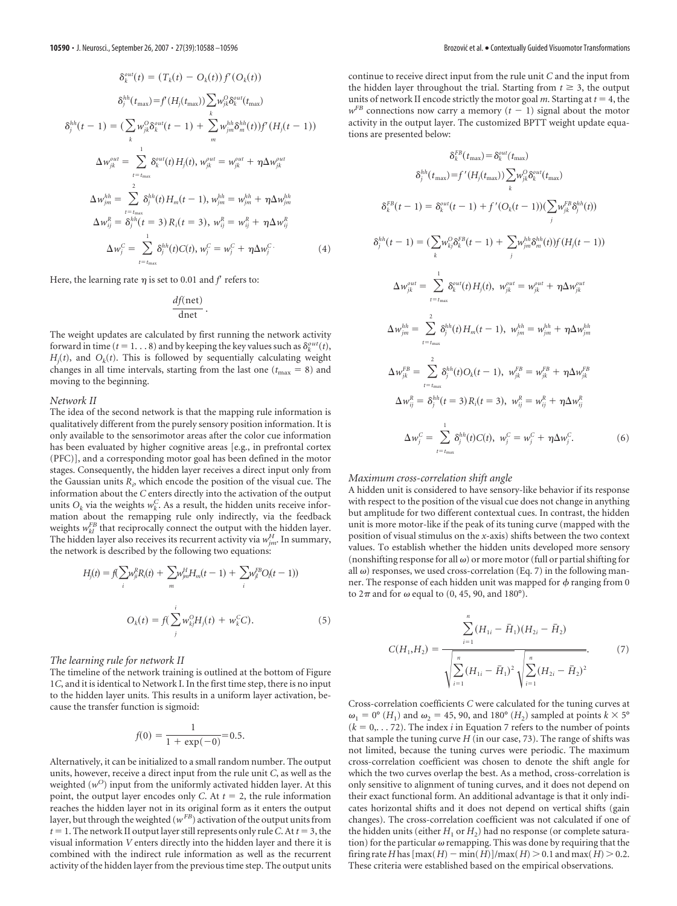$$\delta_k^{out}(t) = (T_k(t) - O_k(t))\, f'(O_k(t))$$

$$\delta_j^{hh}(t_{\max}) = f'(H_j(t_{\max})) \sum_k w_{jk}^{O} \delta_k^{out}(t_{\max})$$

$$\delta_j^{hh}(t-1) = \Big(\sum_k w_{jk}^{O} \delta_k^{out}(t-1) + \sum_m w_{jm}^{hh} \delta_m^{hh}(t)\Big) f'(H_j(t-1))$$

$$\Delta w_{jk}^{out} = \sum_{t=t_{\max}}^{1} \delta_k^{out}(t) H_j(t),\ w_{jk}^{out} = w_{jk}^{out} + \eta \Delta w_{jk}^{out}$$

$$\Delta w_{jm}^{hh} = \sum_{t=t_{\max}}^{2} \delta_j^{hh}(t) H_m(t-1),\ w_{jm}^{hh} = w_{jm}^{hh} + \eta \Delta w_{jm}^{hh}$$

$$\Delta w_{ij}^{R} = \delta_j^{hh}(t=3) R_i(t=3),\ w_{ij}^{R} = w_{ij}^{R} + \eta \Delta w_{ij}^{R}$$

$$\Delta w_j^{C} = \sum_{t=t_{\max}}^{1} \delta_j^{hh}(t) C(t),\ w_j^{C} = w_j^{C} + \eta \Delta w_j^{C}. \tag{4}$$

Here, the learning rate $\eta$ is set to 0.01 and $f'$ refers to:

$$\frac{df(\text{net})}{\text{dnet}}.$$

The weight updates are calculated by first running the network activity forward in time ($t = 1...8$) and by keeping the key values such as $\delta_k^{out}(t)$, $H_j(t)$, and $O_k(t)$. This is followed by sequentially calculating weight changes in all time intervals, starting from the last one ($t_{\max} = 8$) and moving to the beginning.

*Network II*

The idea of the second network is that the mapping rule information is qualitatively different from the purely sensory position information. It is only available to the sensorimotor areas after the color cue information has been evaluated by higher cognitive areas [e.g., in prefrontal cortex (PFC)], and a corresponding motor goal has been defined in the motor stages. Consequently, the hidden layer receives a direct input only from the Gaussian units $R_i$, which encode the position of the visual cue. The information about the $C$ enters directly into the activation of the output units $O_k$ via the weights $w_k^C$. As a result, the hidden units receive information about the remapping rule only indirectly, via the feedback weights $w_{kl}^{FB}$ that reciprocally connect the output with the hidden layer. The hidden layer also receives its recurrent activity via $w_{jm}^{H}$. In summary, the network is described by the following two equations:

$$H_j(t) = f\Big(\sum_i w_{ji}^{R} R_i(t) + \sum_m w_{jm}^{H} H_m(t-1) + \sum_l w_{jl}^{FB} O_l(t-1)\Big)$$

$$O_k(t) = f\Big(\sum_j^{i} w_{kj}^{O} H_j(t) + w_k^{C} C\Big). \tag{5}$$

*The learning rule for network II*

The timeline of the network training is outlined at the bottom of Figure 1*C*, and it is identical to Network I. In the first time step, there is no input to the hidden layer units. This results in a uniform layer activation, because the transfer function is sigmoid:

$$f(0) = \frac{1}{1 + \exp(-0)} = 0.5.$$

Alternatively, it can be initialized to a small random number. The output units, however, receive a direct input from the rule unit $C$, as well as the weighted ($w^O$) input from the uniformly activated hidden layer. At this point, the output layer encodes only $C$. At $t = 2$, the rule information reaches the hidden layer not in its original form as it enters the output layer, but through the weighted ($w^{FB}$) activation of the output units from $t = 1$. The network II output layer still represents only rule $C$. At $t = 3$, the visual information $V$ enters directly into the hidden layer and there it is combined with the indirect rule information as well as the recurrent activity of the hidden layer from the previous time step. The output units continue to receive direct input from the rule unit $C$ and the input from the hidden layer throughout the trial. Starting from $t \geq 3$, the output units of network II encode strictly the motor goal $m$. Starting at $t = 4$, the $w^{FB}$ connections now carry a memory ($t - 1$) signal about the motor activity in the output layer. The customized BPTT weight update equations are presented below:

$$\delta_k^{FB}(t_{\max}) = \delta_k^{out}(t_{\max})$$

$$\delta_j^{hh}(t_{\max}) = f'(H_j(t_{\max})) \sum_k w_{jk}^{O} \delta_k^{out}(t_{\max})$$

$$\delta_k^{FB}(t-1) = \delta_k^{out}(t-1) + f'(O_k(t-1)) \Big(\sum_j w_{jk}^{FB} \delta_j^{hh}(t)\Big)$$

$$\delta_j^{hh}(t-1) = \Big(\sum_k w_{kj}^{O} \delta_k^{FB}(t-1) + \sum_j w_{jm}^{hh} \delta_m^{hh}(t)\Big) f(H_j(t-1))$$

$$\Delta w_{jk}^{out} = \sum_{t=t_{\max}}^{1} \delta_k^{out}(t) H_j(t),\ w_{jk}^{out} = w_{jk}^{out} + \eta \Delta w_{jk}^{out}$$

$$\Delta w_{jm}^{hh} = \sum_{t=t_{\max}}^{2} \delta_j^{hh}(t) H_m(t-1),\ w_{jm}^{hh} = w_{jm}^{hh} + \eta \Delta w_{jm}^{hh}$$

$$\Delta w_{jk}^{FB} = \sum_{t=t_{\max}}^{2} \delta_j^{hh}(t) O_k(t-1),\ w_{jk}^{FB} = w_{jk}^{FB} + \eta \Delta w_{jk}^{FB}$$

$$\Delta w_{ij}^{R} = \delta_j^{hh}(t=3) R_i(t=3),\ w_{ij}^{R} = w_{ij}^{R} + \eta \Delta w_{ij}^{R}$$

$$\Delta w_j^{C} = \sum_{t=t_{\max}}^{1} \delta_j^{hh}(t) C(t),\ w_j^{C} = w_j^{C} + \eta \Delta w_j^{C}. \tag{6}$$

*Maximum cross-correlation shift angle*

A hidden unit is considered to have sensory-like behavior if its response with respect to the position of the visual cue does not change in anything but amplitude for two different contextual cues. In contrast, the hidden unit is more motor-like if the peak of its tuning curve (mapped with the position of visual stimulus on the $x$-axis) shifts between the two context values. To establish whether the hidden units developed more sensory (nonshifting response for all $\omega$) or more motor (full or partial shifting for all $\omega$) responses, we used cross-correlation (Eq. 7) in the following manner. The response of each hidden unit was mapped for $\phi$ ranging from 0 to $2\pi$ and for $\omega$ equal to (0, 45, 90, and 180°).

$$C(H_1, H_2) = \frac{\sum_{i=1}^{n} (H_{1i} - \bar{H}_1)(H_{2i} - \bar{H}_2)}{\sqrt{\sum_{i=1}^{n} (H_{1i} - \bar{H}_1)^2}\sqrt{\sum_{i=1}^{n} (H_{2i} - \bar{H}_2)^2}}. \tag{7}$$

Cross-correlation coefficients $C$ were calculated for the tuning curves at $\omega_1 = 0°$ ($H_1$) and $\omega_2 = 45$, 90, and 180° ($H_2$) sampled at points $k \times 5°$ ($k = 0,...72$). The index $i$ in Equation 7 refers to the number of points that sample the tuning curve $H$ (in our case, 73). The range of shifts was not limited, because the tuning curves were periodic. The maximum cross-correlation coefficient was chosen to denote the shift angle for which the two curves overlap the best. As a method, cross-correlation is only sensitive to alignment of tuning curves, and it does not depend on their exact functional form. An additional advantage is that it only indicates horizontal shifts and it does not depend on vertical shifts (gain changes). The cross-correlation coefficient was not calculated if one of the hidden units (either $H_1$ or $H_2$) had no response (or complete saturation) for the particular $\omega$ remapping. This was done by requiring that the firing rate $H$ has $[\max(H) - \min(H)]/\max(H) > 0.1$ and $\max(H) > 0.2$. These criteria were established based on the empirical observations.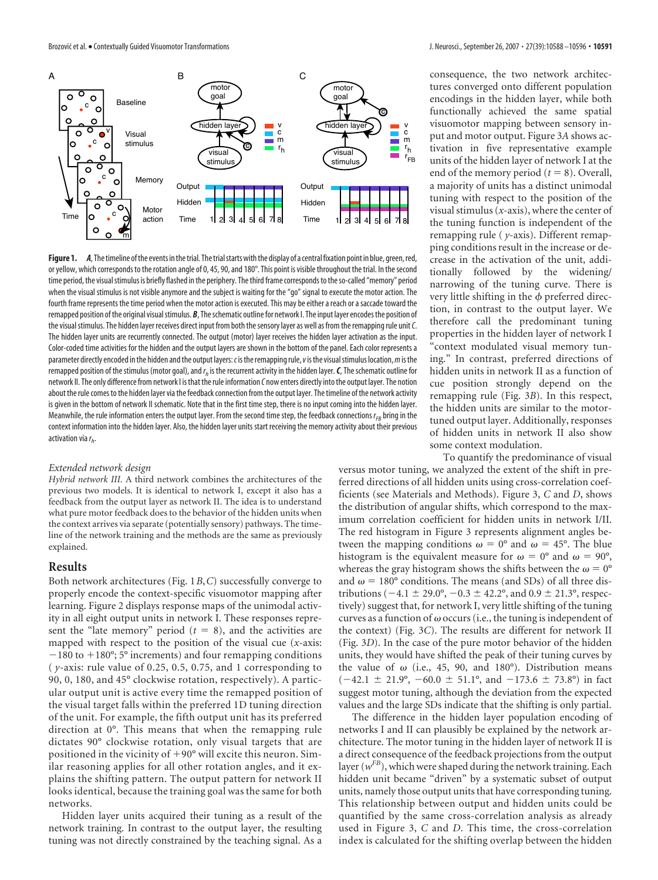**Figure 1.** ***A***, The timeline of the events in the trial. The trial starts with the display of a central fixation point in blue, green, red, or yellow, which corresponds to the rotation angle of 0, 45, 90, and 180°. This point is visible throughout the trial. In the second time period, the visual stimulus is briefly flashed in the periphery. The third frame corresponds to the so-called "memory" period when the visual stimulus is not visible anymore and the subject is waiting for the "go" signal to execute the motor action. The fourth frame represents the time period when the motor action is executed. This may be either a reach or a saccade toward the remapped position of the original visual stimulus. ***B***, The schematic outline for network I. The input layer encodes the position of the visual stimulus. The hidden layer receives direct input from both the sensory layer as well as from the remapping rule unit *C*. The hidden layer units are recurrently connected. The output (motor) layer receives the hidden layer activation as the input. Color-coded time activities for the hidden and the output layers are shown in the bottom of the panel. Each color represents a parameter directly encoded in the hidden and the output layers: *c* is the remapping rule, *v* is the visual stimulus location, *m* is the remapped position of the stimulus (motor goal), and $r_h$ is the recurrent activity in the hidden layer. ***C***, The schematic outline for network II. The only difference from network I is that the rule information *C* now enters directly into the output layer. The notion about the rule comes to the hidden layer via the feedback connection from the output layer. The timeline of the network activity is given in the bottom of network II schematic. Note that in the first time step, there is no input coming into the hidden layer. Meanwhile, the rule information enters the output layer. From the second time step, the feedback connections $r_{FB}$ bring in the context information into the hidden layer. Also, the hidden layer units start receiving the memory activity about their previous activation via $r_h$.

*Extended network design*

*Hybrid network III.* A third network combines the architectures of the previous two models. It is identical to network I, except it also has a feedback from the output layer as network II. The idea is to understand what pure motor feedback does to the behavior of the hidden units when the context arrives via separate (potentially sensory) pathways. The timeline of the network training and the methods are the same as previously explained.

## Results

Both network architectures (Fig. 1*B*,*C*) successfully converge to properly encode the context-specific visuomotor mapping after learning. Figure 2 displays response maps of the unimodal activity in all eight output units in network I. These responses represent the "late memory" period ($t$ = 8), and the activities are mapped with respect to the position of the visual cue (*x*-axis: −180 to +180°; 5° increments) and four remapping conditions (*y*-axis: rule value of 0.25, 0.5, 0.75, and 1 corresponding to 90, 0, 180, and 45° clockwise rotation, respectively). A particular output unit is active every time the remapped position of the visual target falls within the preferred 1D tuning direction of the unit. For example, the fifth output unit has its preferred direction at 0°. This means that when the remapping rule dictates 90° clockwise rotation, only visual targets that are positioned in the vicinity of +90° will excite this neuron. Similar reasoning applies for all other rotation angles, and it explains the shifting pattern. The output pattern for network II looks identical, because the training goal was the same for both networks.

Hidden layer units acquired their tuning as a result of the network training. In contrast to the output layer, the resulting tuning was not directly constrained by the teaching signal. As a consequence, the two network architectures converged onto different population encodings in the hidden layer, while both functionally achieved the same spatial visuomotor mapping between sensory input and motor output. Figure 3*A* shows activation in five representative example units of the hidden layer of network I at the end of the memory period ($t$ = 8). Overall, a majority of units has a distinct unimodal tuning with respect to the position of the visual stimulus (*x*-axis), where the center of the tuning function is independent of the remapping rule (*y*-axis). Different remapping conditions result in the increase or decrease in the activation of the unit, additionally followed by the widening/narrowing of the tuning curve. There is very little shifting in the $\phi$ preferred direction, in contrast to the output layer. We therefore call the predominant tuning properties in the hidden layer of network I "context modulated visual memory tuning." In contrast, preferred directions of hidden units in network II as a function of cue position strongly depend on the remapping rule (Fig. 3*B*). In this respect, the hidden units are similar to the motor-tuned output layer. Additionally, responses of hidden units in network II also show some context modulation.

To quantify the predominance of visual versus motor tuning, we analyzed the extent of the shift in preferred directions of all hidden units using cross-correlation coefficients (see Materials and Methods). Figure 3, *C* and *D*, shows the distribution of angular shifts, which correspond to the maximum correlation coefficient for hidden units in network I/II. The red histogram in Figure 3 represents alignment angles between the mapping conditions $\omega$ = 0° and $\omega$ = 45°. The blue histogram is the equivalent measure for $\omega$ = 0° and $\omega$ = 90°, whereas the gray histogram shows the shifts between the $\omega$ = 0° and $\omega$ = 180° conditions. The means (and SDs) of all three distributions (−4.1 ± 29.0°, −0.3 ± 42.2°, and 0.9 ± 21.3°, respectively) suggest that, for network I, very little shifting of the tuning curves as a function of $\omega$ occurs (i.e., the tuning is independent of the context) (Fig. 3*C*). The results are different for network II (Fig. 3*D*). In the case of the pure motor feedback of the hidden units, they would have shifted the peak of their tuning curves by the value of $\omega$ (i.e., 45, 90, and 180°). Distribution means (−42.1 ± 21.9°, −60.0 ± 51.1°, and −173.6 ± 73.8°) in fact suggest motor tuning, although the deviation from the expected values and the large SDs indicate that the shifting is only partial.

The difference in the hidden layer population encoding of networks I and II can plausibly be explained by the network architecture. The motor tuning in the hidden layer of network II is a direct consequence of the feedback projections from the output layer ($w^{FB}$), which were shaped during the network training. Each hidden unit became "driven" by a systematic subset of output units, namely those output units that have corresponding tuning. This relationship between output and hidden units could be quantified by the same cross-correlation analysis as already used in Figure 3, *C* and *D*. This time, the cross-correlation index is calculated for the shifting overlap between the hidden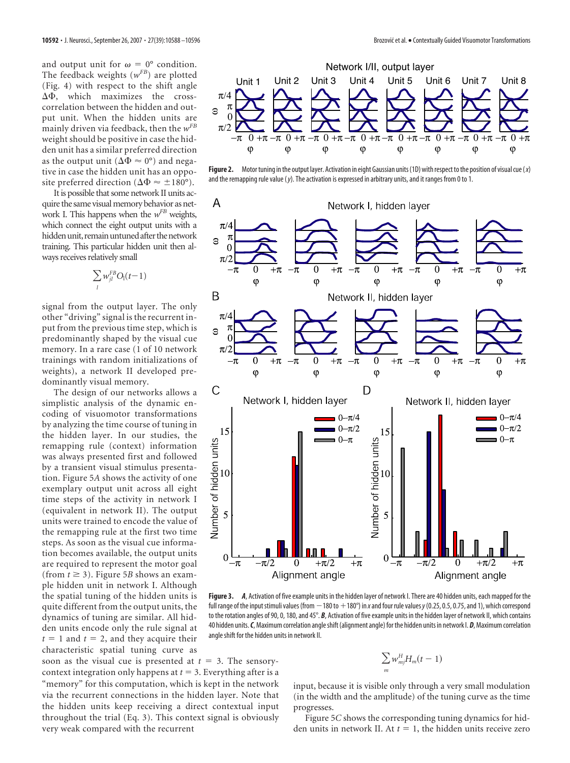and output unit for $\omega = 0°$ condition. The feedback weights ($w^{FB}$) are plotted (Fig. 4) with respect to the shift angle $\Delta\Phi$, which maximizes the cross-correlation between the hidden and output unit. When the hidden units are mainly driven via feedback, then the $w^{FB}$ weight should be positive in case the hidden unit has a similar preferred direction as the output unit ($\Delta\Phi \approx 0°$) and negative in case the hidden unit has an opposite preferred direction ($\Delta\Phi \approx \pm 180°$).

It is possible that some network II units acquire the same visual memory behavior as network I. This happens when the $w^{FB}$ weights, which connect the eight output units with a hidden unit, remain untuned after the network training. This particular hidden unit then always receives relatively small

$$\sum_{l} w_{jl}^{FB} O_l(t-1)$$

signal from the output layer. The only other "driving" signal is the recurrent input from the previous time step, which is predominantly shaped by the visual cue memory. In a rare case (1 of 10 network trainings with random initializations of weights), a network II developed predominantly visual memory.

The design of our networks allows a simplistic analysis of the dynamic encoding of visuomotor transformations by analyzing the time course of tuning in the hidden layer. In our studies, the remapping rule (context) information was always presented first and followed by a transient visual stimulus presentation. Figure 5*A* shows the activity of one exemplary output unit across all eight time steps of the activity in network I (equivalent in network II). The output units were trained to encode the value of the remapping rule at the first two time steps. As soon as the visual cue information becomes available, the output units are required to represent the motor goal (from $t \geq 3$). Figure 5*B* shows an example hidden unit in network I. Although the spatial tuning of the hidden units is quite different from the output units, the dynamics of tuning are similar. All hidden units encode only the rule signal at $t = 1$ and $t = 2$, and they acquire their characteristic spatial tuning curve as soon as the visual cue is presented at $t = 3$. The sensory-context integration only happens at $t = 3$. Everything after is a "memory" for this computation, which is kept in the network via the recurrent connections in the hidden layer. Note that the hidden units keep receiving a direct contextual input throughout the trial (Eq. 3). This context signal is obviously very weak compared with the recurrent

$$\sum_{m} w_{mj}^{H} H_m(t-1)$$

input, because it is visible only through a very small modulation (in the width and the amplitude) of the tuning curve as the time progresses.

Figure 5*C* shows the corresponding tuning dynamics for hidden units in network II. At $t = 1$, the hidden units receive zero

**Figure 2.** Motor tuning in the output layer. Activation in eight Gaussian units (1D) with respect to the position of visual cue ($x$) and the remapping rule value ($y$). The activation is expressed in arbitrary units, and it ranges from 0 to 1.

**Figure 3.** ***A***, Activation of five example units in the hidden layer of network I. There are 40 hidden units, each mapped for the full range of the input stimuli values (from −180 to +180°) in $x$ and four rule values $y$ (0.25, 0.5, 0.75, and 1), which correspond to the rotation angles of 90, 0, 180, and 45°. ***B***, Activation of five example units in the hidden layer of network II, which contains 40 hidden units. ***C***, Maximum correlation angle shift (alignment angle) for the hidden units in network I. ***D***, Maximum correlation angle shift for the hidden units in network II.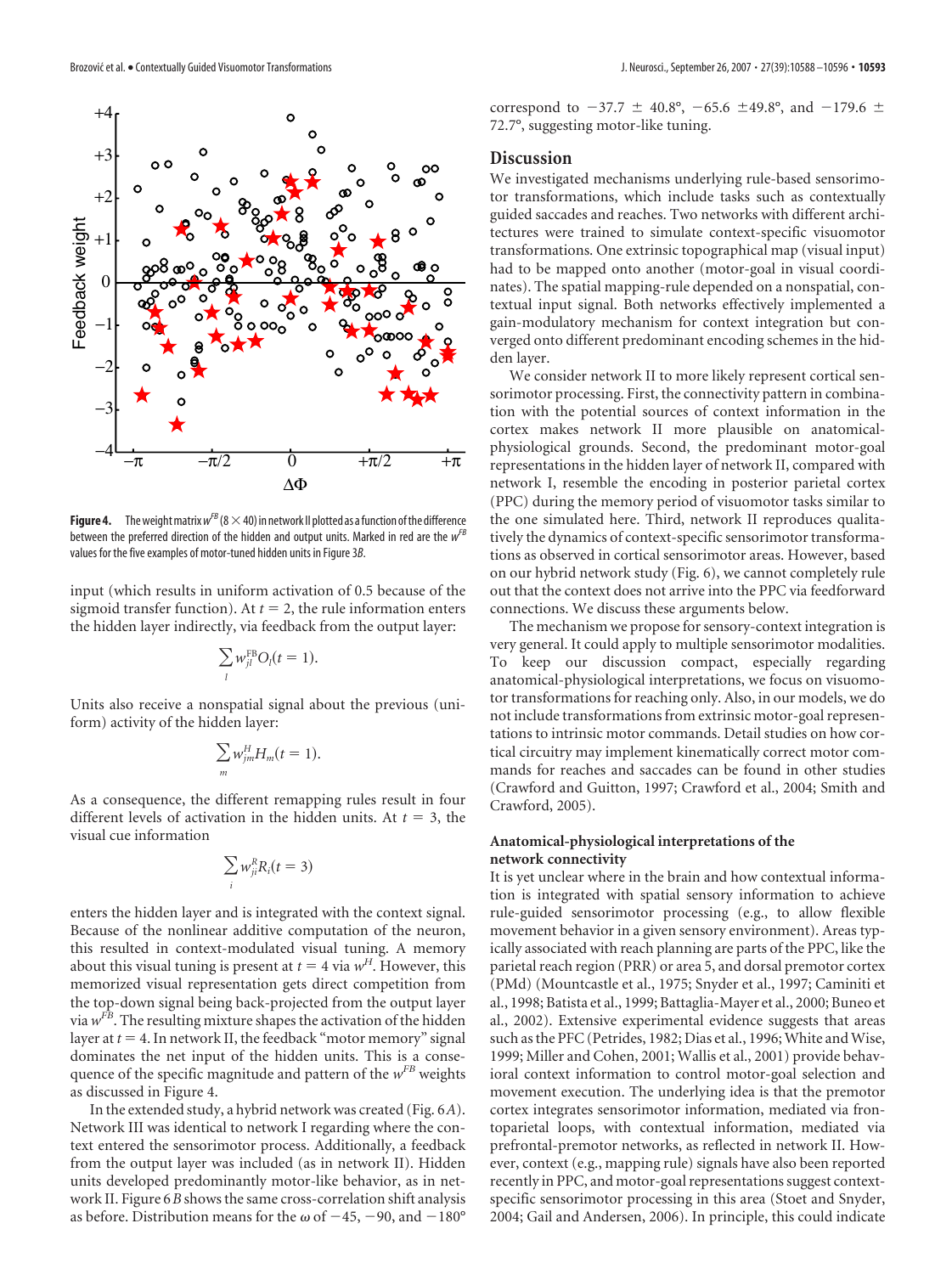+4
+3
+2
+1
0
−1
−2
−3
−4
Feedback weight
−π
−π/2
0
+π/2
+π
ΔΦ

**Figure 4.** The weight matrix $w^{FB}$ (8 × 40) in network II plotted as a function of the difference between the preferred direction of the hidden and output units. Marked in red are the $w^{FB}$ values for the five examples of motor-tuned hidden units in Figure 3*B*.

input (which results in uniform activation of 0.5 because of the sigmoid transfer function). At $t = 2$, the rule information enters the hidden layer indirectly, via feedback from the output layer:

$$\sum_{l} w_{jl}^{\mathrm{FB}} O_l(t = 1).$$

Units also receive a nonspatial signal about the previous (uniform) activity of the hidden layer:

$$\sum_{m} w_{jm}^{H} H_m(t = 1).$$

As a consequence, the different remapping rules result in four different levels of activation in the hidden units. At $t = 3$, the visual cue information

$$\sum_{i} w_{ji}^{R} R_i(t = 3)$$

enters the hidden layer and is integrated with the context signal. Because of the nonlinear additive computation of the neuron, this resulted in context-modulated visual tuning. A memory about this visual tuning is present at $t = 4$ via $w^H$. However, this memorized visual representation gets direct competition from the top-down signal being back-projected from the output layer via $w^{FB}$. The resulting mixture shapes the activation of the hidden layer at $t = 4$. In network II, the feedback "motor memory" signal dominates the net input of the hidden units. This is a consequence of the specific magnitude and pattern of the $w^{FB}$ weights as discussed in Figure 4.

In the extended study, a hybrid network was created (Fig. 6*A*). Network III was identical to network I regarding where the context entered the sensorimotor process. Additionally, a feedback from the output layer was included (as in network II). Hidden units developed predominantly motor-like behavior, as in network II. Figure 6*B* shows the same cross-correlation shift analysis as before. Distribution means for the ω of −45, −90, and −180° correspond to −37.7 ± 40.8°, −65.6 ±49.8°, and −179.6 ± 72.7°, suggesting motor-like tuning.

## Discussion

We investigated mechanisms underlying rule-based sensorimotor transformations, which include tasks such as contextually guided saccades and reaches. Two networks with different architectures were trained to simulate context-specific visuomotor transformations. One extrinsic topographical map (visual input) had to be mapped onto another (motor-goal in visual coordinates). The spatial mapping-rule depended on a nonspatial, contextual input signal. Both networks effectively implemented a gain-modulatory mechanism for context integration but converged onto different predominant encoding schemes in the hidden layer.

We consider network II to more likely represent cortical sensorimotor processing. First, the connectivity pattern in combination with the potential sources of context information in the cortex makes network II more plausible on anatomical-physiological grounds. Second, the predominant motor-goal representations in the hidden layer of network II, compared with network I, resemble the encoding in posterior parietal cortex (PPC) during the memory period of visuomotor tasks similar to the one simulated here. Third, network II reproduces qualitatively the dynamics of context-specific sensorimotor transformations as observed in cortical sensorimotor areas. However, based on our hybrid network study (Fig. 6), we cannot completely rule out that the context does not arrive into the PPC via feedforward connections. We discuss these arguments below.

The mechanism we propose for sensory-context integration is very general. It could apply to multiple sensorimotor modalities. To keep our discussion compact, especially regarding anatomical-physiological interpretations, we focus on visuomotor transformations for reaching only. Also, in our models, we do not include transformations from extrinsic motor-goal representations to intrinsic motor commands. Detail studies on how cortical circuitry may implement kinematically correct motor commands for reaches and saccades can be found in other studies (Crawford and Guitton, 1997; Crawford et al., 2004; Smith and Crawford, 2005).

### Anatomical-physiological interpretations of the network connectivity

It is yet unclear where in the brain and how contextual information is integrated with spatial sensory information to achieve rule-guided sensorimotor processing (e.g., to allow flexible movement behavior in a given sensory environment). Areas typically associated with reach planning are parts of the PPC, like the parietal reach region (PRR) or area 5, and dorsal premotor cortex (PMd) (Mountcastle et al., 1975; Snyder et al., 1997; Caminiti et al., 1998; Batista et al., 1999; Battaglia-Mayer et al., 2000; Buneo et al., 2002). Extensive experimental evidence suggests that areas such as the PFC (Petrides, 1982; Dias et al., 1996; White and Wise, 1999; Miller and Cohen, 2001; Wallis et al., 2001) provide behavioral context information to control motor-goal selection and movement execution. The underlying idea is that the premotor cortex integrates sensorimotor information, mediated via frontoparietal loops, with contextual information, mediated via prefrontal-premotor networks, as reflected in network II. However, context (e.g., mapping rule) signals have also been reported recently in PPC, and motor-goal representations suggest context-specific sensorimotor processing in this area (Stoet and Snyder, 2004; Gail and Andersen, 2006). In principle, this could indicate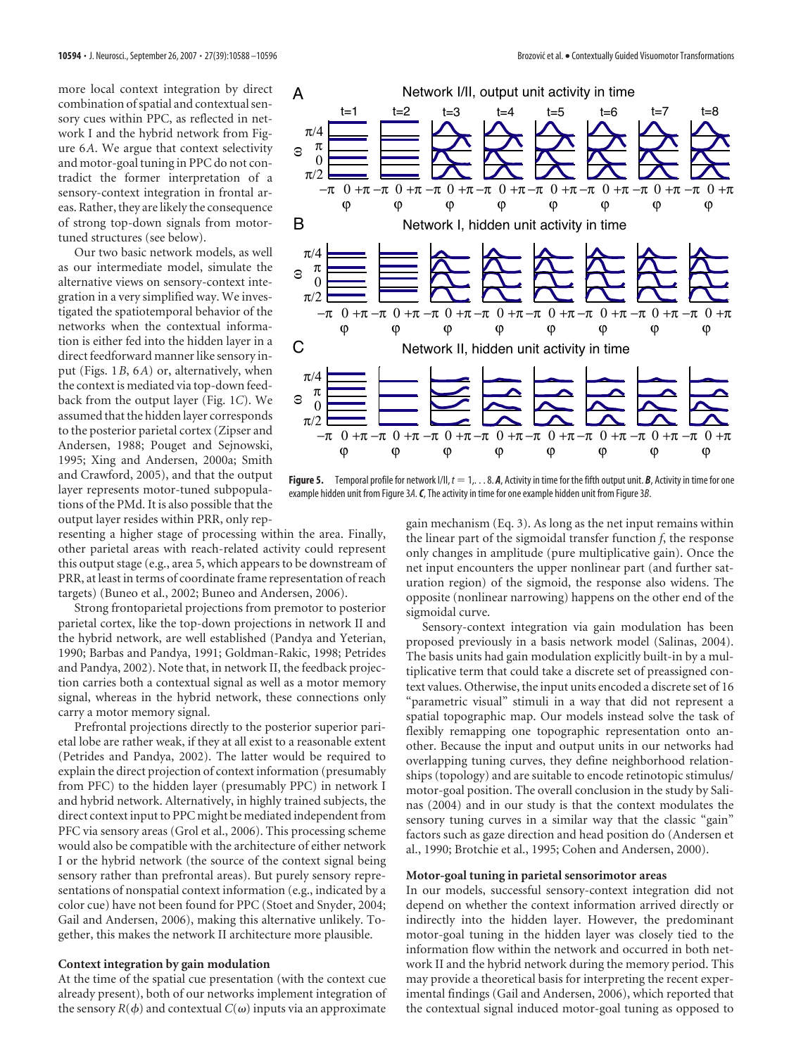more local context integration by direct combination of spatial and contextual sensory cues within PPC, as reflected in network I and the hybrid network from Figure 6*A*. We argue that context selectivity and motor-goal tuning in PPC do not contradict the former interpretation of a sensory-context integration in frontal areas. Rather, they are likely the consequence of strong top-down signals from motor-tuned structures (see below).

Our two basic network models, as well as our intermediate model, simulate the alternative views on sensory-context integration in a very simplified way. We investigated the spatiotemporal behavior of the networks when the contextual information is either fed into the hidden layer in a direct feedforward manner like sensory input (Figs. 1*B*, 6*A*) or, alternatively, when the context is mediated via top-down feedback from the output layer (Fig. 1*C*). We assumed that the hidden layer corresponds to the posterior parietal cortex (Zipser and Andersen, 1988; Pouget and Sejnowski, 1995; Xing and Andersen, 2000a; Smith and Crawford, 2005), and that the output layer represents motor-tuned subpopulations of the PMd. It is also possible that the output layer resides within PRR, only representing a higher stage of processing within the area. Finally, other parietal areas with reach-related activity could represent this output stage (e.g., area 5, which appears to be downstream of PRR, at least in terms of coordinate frame representation of reach targets) (Buneo et al., 2002; Buneo and Andersen, 2006).

Strong frontoparietal projections from premotor to posterior parietal cortex, like the top-down projections in network II and the hybrid network, are well established (Pandya and Yeterian, 1990; Barbas and Pandya, 1991; Goldman-Rakic, 1998; Petrides and Pandya, 2002). Note that, in network II, the feedback projection carries both a contextual signal as well as a motor memory signal, whereas in the hybrid network, these connections only carry a motor memory signal.

Prefrontal projections directly to the posterior superior parietal lobe are rather weak, if they at all exist to a reasonable extent (Petrides and Pandya, 2002). The latter would be required to explain the direct projection of context information (presumably from PFC) to the hidden layer (presumably PPC) in network I and hybrid network. Alternatively, in highly trained subjects, the direct context input to PPC might be mediated independent from PFC via sensory areas (Grol et al., 2006). This processing scheme would also be compatible with the architecture of either network I or the hybrid network (the source of the context signal being sensory rather than prefrontal areas). But purely sensory representations of nonspatial context information (e.g., indicated by a color cue) have not been found for PPC (Stoet and Snyder, 2004; Gail and Andersen, 2006), making this alternative unlikely. Together, this makes the network II architecture more plausible.

### Context integration by gain modulation

At the time of the spatial cue presentation (with the context cue already present), both of our networks implement integration of the sensory $R(\phi)$ and contextual $C(\omega)$ inputs via an approximate gain mechanism (Eq. 3). As long as the net input remains within the linear part of the sigmoidal transfer function $f$, the response only changes in amplitude (pure multiplicative gain). Once the net input encounters the upper nonlinear part (and further saturation region) of the sigmoid, the response also widens. The opposite (nonlinear narrowing) happens on the other end of the sigmoidal curve.

Sensory-context integration via gain modulation has been proposed previously in a basis network model (Salinas, 2004). The basis units had gain modulation explicitly built-in by a multiplicative term that could take a discrete set of preassigned context values. Otherwise, the input units encoded a discrete set of 16 "parametric visual" stimuli in a way that did not represent a spatial topographic map. Our models instead solve the task of flexibly remapping one topographic representation onto another. Because the input and output units in our networks had overlapping tuning curves, they define neighborhood relationships (topology) and are suitable to encode retinotopic stimulus/motor-goal position. The overall conclusion in the study by Salinas (2004) and in our study is that the context modulates the sensory tuning curves in a similar way that the classic "gain" factors such as gaze direction and head position do (Andersen et al., 1990; Brotchie et al., 1995; Cohen and Andersen, 2000).

**Figure 5.** Temporal profile for network I/II, $t = 1, \ldots 8$. ***A***, Activity in time for the fifth output unit. ***B***, Activity in time for one example hidden unit from Figure 3*A*. ***C***, The activity in time for one example hidden unit from Figure 3*B*.

### Motor-goal tuning in parietal sensorimotor areas

In our models, successful sensory-context integration did not depend on whether the context information arrived directly or indirectly into the hidden layer. However, the predominant motor-goal tuning in the hidden layer was closely tied to the information flow within the network and occurred in both network II and the hybrid network during the memory period. This may provide a theoretical basis for interpreting the recent experimental findings (Gail and Andersen, 2006), which reported that the contextual signal induced motor-goal tuning as opposed to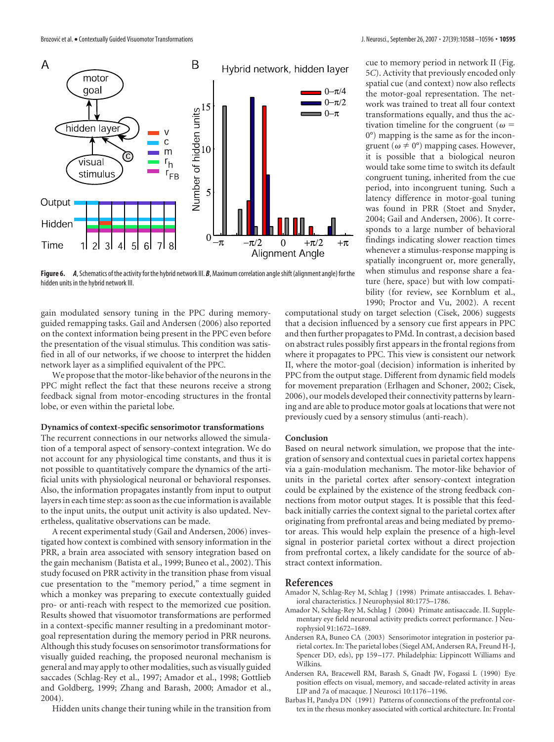**Figure 6.** ***A***, Schematics of the activity for the hybrid network III. ***B***, Maximum correlation angle shift (alignment angle) for the hidden units in the hybrid network III.

gain modulated sensory tuning in the PPC during memory-guided remapping tasks. Gail and Andersen (2006) also reported on the context information being present in the PPC even before the presentation of the visual stimulus. This condition was satisfied in all of our networks, if we choose to interpret the hidden network layer as a simplified equivalent of the PPC.

We propose that the motor-like behavior of the neurons in the PPC might reflect the fact that these neurons receive a strong feedback signal from motor-encoding structures in the frontal lobe, or even within the parietal lobe.

### Dynamics of context-specific sensorimotor transformations

The recurrent connections in our networks allowed the simulation of a temporal aspect of sensory-context integration. We do not account for any physiological time constants, and thus it is not possible to quantitatively compare the dynamics of the artificial units with physiological neuronal or behavioral responses. Also, the information propagates instantly from input to output layers in each time step: as soon as the cue information is available to the input units, the output unit activity is also updated. Nevertheless, qualitative observations can be made.

A recent experimental study (Gail and Andersen, 2006) investigated how context is combined with sensory information in the PRR, a brain area associated with sensory integration based on the gain mechanism (Batista et al., 1999; Buneo et al., 2002). This study focused on PRR activity in the transition phase from visual cue presentation to the "memory period," a time segment in which a monkey was preparing to execute contextually guided pro- or anti-reach with respect to the memorized cue position. Results showed that visuomotor transformations are performed in a context-specific manner resulting in a predominant motor-goal representation during the memory period in PRR neurons. Although this study focuses on sensorimotor transformations for visually guided reaching, the proposed neuronal mechanism is general and may apply to other modalities, such as visually guided saccades (Schlag-Rey et al., 1997; Amador et al., 1998; Gottlieb and Goldberg, 1999; Zhang and Barash, 2000; Amador et al., 2004).

Hidden units change their tuning while in the transition from cue to memory period in network II (Fig. 5*C*). Activity that previously encoded only spatial cue (and context) now also reflects the motor-goal representation. The network was trained to treat all four context transformations equally, and thus the activation timeline for the congruent ($\omega = 0°$) mapping is the same as for the incongruent ($\omega \neq 0°$) mapping cases. However, it is possible that a biological neuron would take some time to switch its default congruent tuning, inherited from the cue period, into incongruent tuning. Such a latency difference in motor-goal tuning was found in PRR (Stoet and Snyder, 2004; Gail and Andersen, 2006). It corresponds to a large number of behavioral findings indicating slower reaction times whenever a stimulus-response mapping is spatially incongruent or, more generally, when stimulus and response share a feature (here, space) but with low compatibility (for review, see Kornblum et al., 1990; Proctor and Vu, 2002). A recent computational study on target selection (Cisek, 2006) suggests that a decision influenced by a sensory cue first appears in PPC and then further propagates to PMd. In contrast, a decision based on abstract rules possibly first appears in the frontal regions from where it propagates to PPC. This view is consistent our network II, where the motor-goal (decision) information is inherited by PPC from the output stage. Different from dynamic field models for movement preparation (Erlhagen and Schoner, 2002; Cisek, 2006), our models developed their connectivity patterns by learning and are able to produce motor goals at locations that were not previously cued by a sensory stimulus (anti-reach).

### Conclusion

Based on neural network simulation, we propose that the integration of sensory and contextual cues in parietal cortex happens via a gain-modulation mechanism. The motor-like behavior of units in the parietal cortex after sensory-context integration could be explained by the existence of the strong feedback connections from motor output stages. It is possible that this feedback initially carries the context signal to the parietal cortex after originating from prefrontal areas and being mediated by premotor areas. This would help explain the presence of a high-level signal in posterior parietal cortex without a direct projection from prefrontal cortex, a likely candidate for the source of abstract context information.

## References

Amador N, Schlag-Rey M, Schlag J (1998) Primate antisaccades. I. Behavioral characteristics. J Neurophysiol 80:1775–1786.

Amador N, Schlag-Rey M, Schlag J (2004) Primate antisaccade. II. Supplementary eye field neuronal activity predicts correct performance. J Neurophysiol 91:1672–1689.

Andersen RA, Buneo CA (2003) Sensorimotor integration in posterior parietal cortex. In: The parietal lobes (Siegel AM, Andersen RA, Freund H-J, Spencer DD, eds), pp 159–177. Philadelphia: Lippincott Williams and Wilkins.

Andersen RA, Bracewell RM, Barash S, Gnadt JW, Fogassi L (1990) Eye position effects on visual, memory, and saccade-related activity in areas LIP and 7a of macaque. J Neurosci 10:1176–1196.

Barbas H, Pandya DN (1991) Patterns of connections of the prefrontal cortex in the rhesus monkey associated with cortical architecture. In: Frontal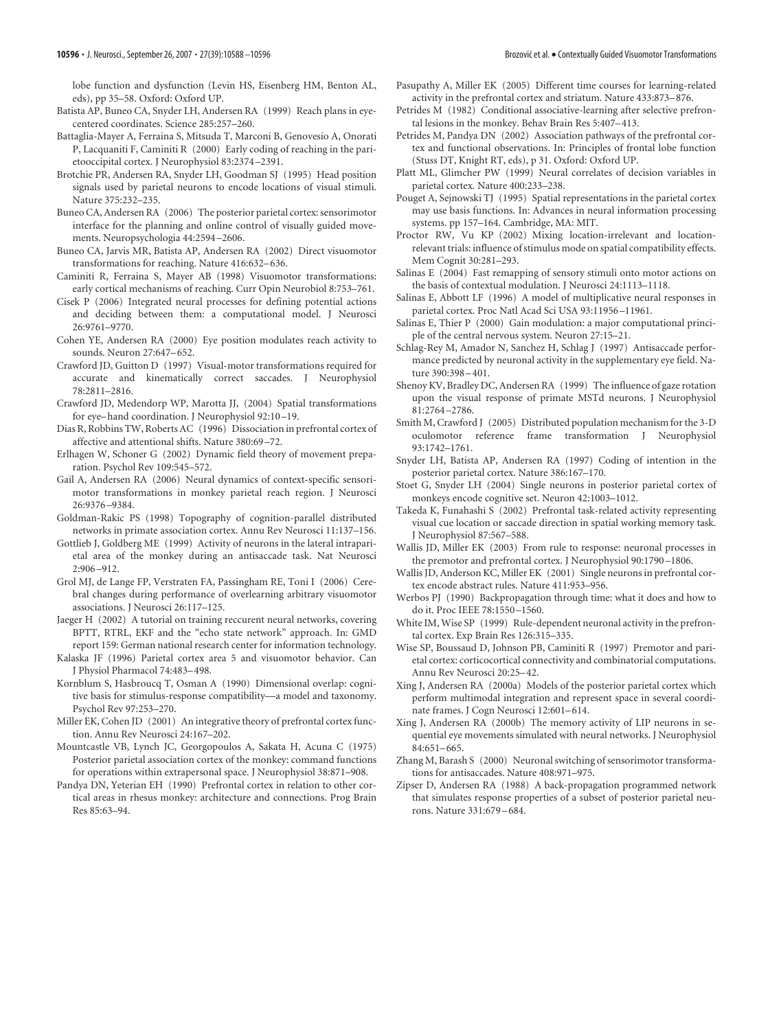lobe function and dysfunction (Levin HS, Eisenberg HM, Benton AL, eds), pp 35–58. Oxford: Oxford UP.

Batista AP, Buneo CA, Snyder LH, Andersen RA (1999) Reach plans in eye-centered coordinates. Science 285:257–260.

Battaglia-Mayer A, Ferraina S, Mitsuda T, Marconi B, Genovesio A, Onorati P, Lacquaniti F, Caminiti R (2000) Early coding of reaching in the parietooccipital cortex. J Neurophysiol 83:2374–2391.

Brotchie PR, Andersen RA, Snyder LH, Goodman SJ (1995) Head position signals used by parietal neurons to encode locations of visual stimuli. Nature 375:232–235.

Buneo CA, Andersen RA (2006) The posterior parietal cortex: sensorimotor interface for the planning and online control of visually guided movements. Neuropsychologia 44:2594–2606.

Buneo CA, Jarvis MR, Batista AP, Andersen RA (2002) Direct visuomotor transformations for reaching. Nature 416:632–636.

Caminiti R, Ferraina S, Mayer AB (1998) Visuomotor transformations: early cortical mechanisms of reaching. Curr Opin Neurobiol 8:753–761.

Cisek P (2006) Integrated neural processes for defining potential actions and deciding between them: a computational model. J Neurosci 26:9761–9770.

Cohen YE, Andersen RA (2000) Eye position modulates reach activity to sounds. Neuron 27:647–652.

Crawford JD, Guitton D (1997) Visual-motor transformations required for accurate and kinematically correct saccades. J Neurophysiol 78:2811–2816.

Crawford JD, Medendorp WP, Marotta JJ, (2004) Spatial transformations for eye–hand coordination. J Neurophysiol 92:10–19.

Dias R, Robbins TW, Roberts AC (1996) Dissociation in prefrontal cortex of affective and attentional shifts. Nature 380:69–72.

Erlhagen W, Schoner G (2002) Dynamic field theory of movement preparation. Psychol Rev 109:545–572.

Gail A, Andersen RA (2006) Neural dynamics of context-specific sensorimotor transformations in monkey parietal reach region. J Neurosci 26:9376–9384.

Goldman-Rakic PS (1998) Topography of cognition-parallel distributed networks in primate association cortex. Annu Rev Neurosci 11:137–156.

Gottlieb J, Goldberg ME (1999) Activity of neurons in the lateral intraparietal area of the monkey during an antisaccade task. Nat Neurosci 2:906–912.

Grol MJ, de Lange FP, Verstraten FA, Passingham RE, Toni I (2006) Cerebral changes during performance of overlearning arbitrary visuomotor associations. J Neurosci 26:117–125.

Jaeger H (2002) A tutorial on training reccurent neural networks, covering BPTT, RTRL, EKF and the "echo state network" approach. In: GMD report 159: German national research center for information technology.

Kalaska JF (1996) Parietal cortex area 5 and visuomotor behavior. Can J Physiol Pharmacol 74:483–498.

Kornblum S, Hasbroucq T, Osman A (1990) Dimensional overlap: cognitive basis for stimulus-response compatibility—a model and taxonomy. Psychol Rev 97:253–270.

Miller EK, Cohen JD (2001) An integrative theory of prefrontal cortex function. Annu Rev Neurosci 24:167–202.

Mountcastle VB, Lynch JC, Georgopoulos A, Sakata H, Acuna C (1975) Posterior parietal association cortex of the monkey: command functions for operations within extrapersonal space. J Neurophysiol 38:871–908.

Pandya DN, Yeterian EH (1990) Prefrontal cortex in relation to other cortical areas in rhesus monkey: architecture and connections. Prog Brain Res 85:63–94.

Pasupathy A, Miller EK (2005) Different time courses for learning-related activity in the prefrontal cortex and striatum. Nature 433:873–876.

Petrides M (1982) Conditional associative-learning after selective prefrontal lesions in the monkey. Behav Brain Res 5:407–413.

Petrides M, Pandya DN (2002) Association pathways of the prefrontal cortex and functional observations. In: Principles of frontal lobe function (Stuss DT, Knight RT, eds), p 31. Oxford: Oxford UP.

Platt ML, Glimcher PW (1999) Neural correlates of decision variables in parietal cortex. Nature 400:233–238.

Pouget A, Sejnowski TJ (1995) Spatial representations in the parietal cortex may use basis functions. In: Advances in neural information processing systems. pp 157–164. Cambridge, MA: MIT.

Proctor RW, Vu KP (2002) Mixing location-irrelevant and location-relevant trials: influence of stimulus mode on spatial compatibility effects. Mem Cognit 30:281–293.

Salinas E (2004) Fast remapping of sensory stimuli onto motor actions on the basis of contextual modulation. J Neurosci 24:1113–1118.

Salinas E, Abbott LF (1996) A model of multiplicative neural responses in parietal cortex. Proc Natl Acad Sci USA 93:11956–11961.

Salinas E, Thier P (2000) Gain modulation: a major computational principle of the central nervous system. Neuron 27:15–21.

Schlag-Rey M, Amador N, Sanchez H, Schlag J (1997) Antisaccade performance predicted by neuronal activity in the supplementary eye field. Nature 390:398–401.

Shenoy KV, Bradley DC, Andersen RA (1999) The influence of gaze rotation upon the visual response of primate MSTd neurons. J Neurophysiol 81:2764–2786.

Smith M, Crawford J (2005) Distributed population mechanism for the 3-D oculomotor reference frame transformation J Neurophysiol 93:1742–1761.

Snyder LH, Batista AP, Andersen RA (1997) Coding of intention in the posterior parietal cortex. Nature 386:167–170.

Stoet G, Snyder LH (2004) Single neurons in posterior parietal cortex of monkeys encode cognitive set. Neuron 42:1003–1012.

Takeda K, Funahashi S (2002) Prefrontal task-related activity representing visual cue location or saccade direction in spatial working memory task. J Neurophysiol 87:567–588.

Wallis JD, Miller EK (2003) From rule to response: neuronal processes in the premotor and prefrontal cortex. J Neurophysiol 90:1790–1806.

Wallis JD, Anderson KC, Miller EK (2001) Single neurons in prefrontal cortex encode abstract rules. Nature 411:953–956.

Werbos PJ (1990) Backpropagation through time: what it does and how to do it. Proc IEEE 78:1550–1560.

White IM, Wise SP (1999) Rule-dependent neuronal activity in the prefrontal cortex. Exp Brain Res 126:315–335.

Wise SP, Boussaud D, Johnson PB, Caminiti R (1997) Premotor and parietal cortex: corticocortical connectivity and combinatorial computations. Annu Rev Neurosci 20:25–42.

Xing J, Andersen RA (2000a) Models of the posterior parietal cortex which perform multimodal integration and represent space in several coordinate frames. J Cogn Neurosci 12:601–614.

Xing J, Andersen RA (2000b) The memory activity of LIP neurons in sequential eye movements simulated with neural networks. J Neurophysiol 84:651–665.

Zhang M, Barash S (2000) Neuronal switching of sensorimotor transformations for antisaccades. Nature 408:971–975.

Zipser D, Andersen RA (1988) A back-propagation programmed network that simulates response properties of a subset of posterior parietal neurons. Nature 331:679–684.